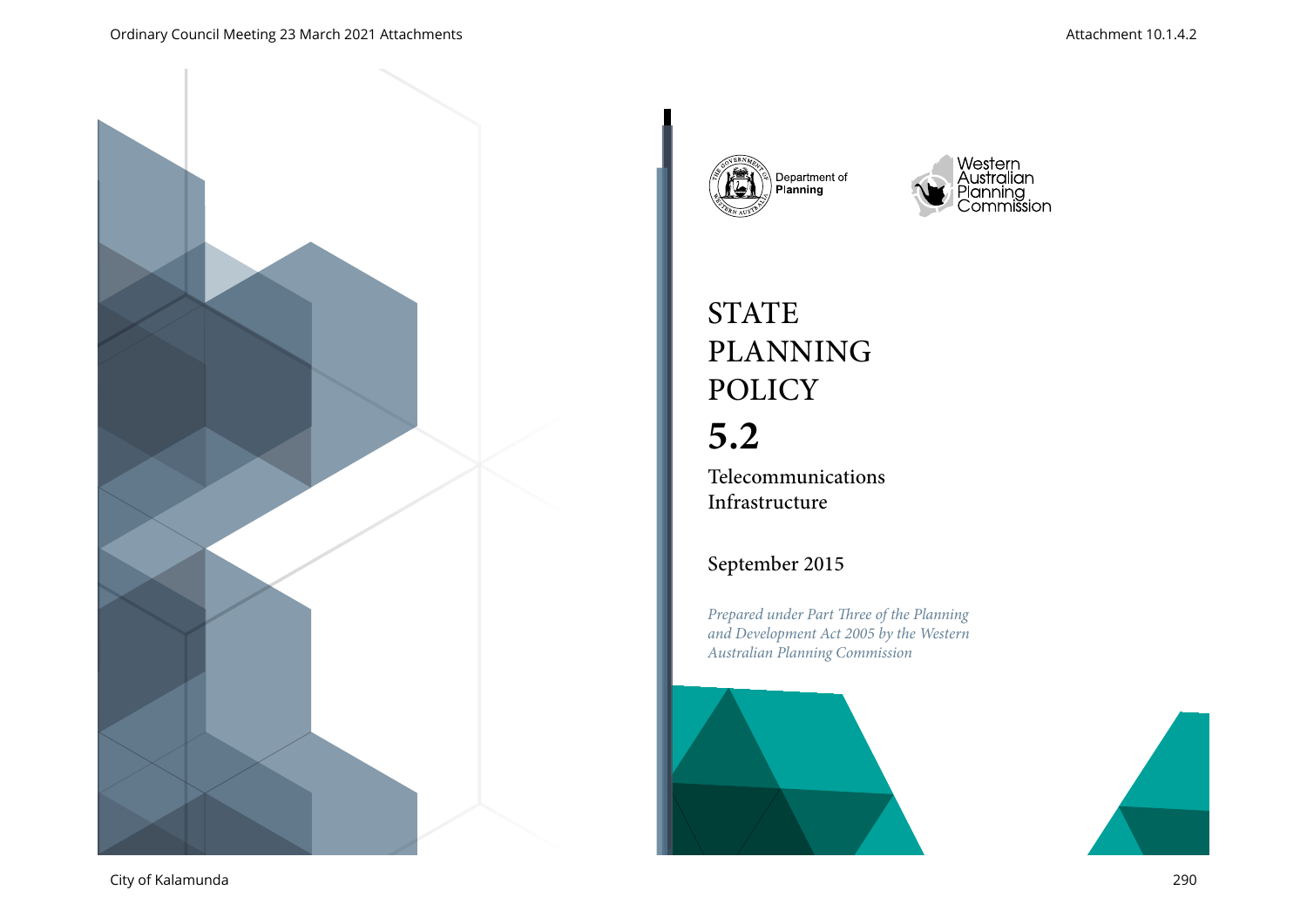Department of Planning

Western Australian Planning Commission

# STATE PLANNING POLICY

# 5.2

## Telecommunications Infrastructure

September 2015

*Prepared under Part Three of the Planning and Development Act 2005 by the Western Australian Planning Commission*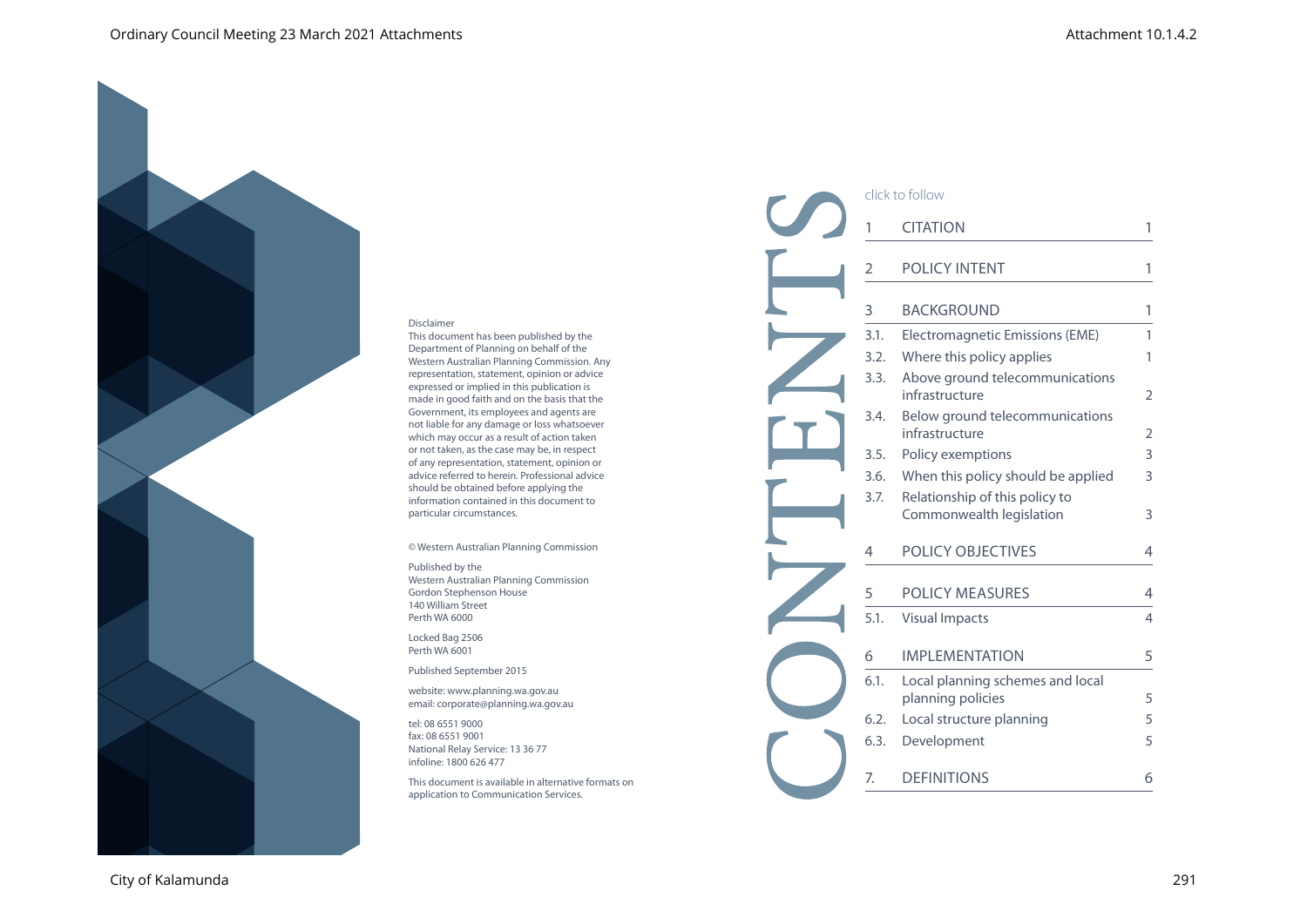Disclaimer

This document has been published by the Department of Planning on behalf of the Western Australian Planning Commission. Any representation, statement, opinion or advice expressed or implied in this publication is made in good faith and on the basis that the Government, its employees and agents are not liable for any damage or loss whatsoever which may occur as a result of action taken or not taken, as the case may be, in respect of any representation, statement, opinion or advice referred to herein. Professional advice should be obtained before applying the information contained in this document to particular circumstances.

© Western Australian Planning Commission

Published by the
Western Australian Planning Commission
Gordon Stephenson House
140 William Street
Perth WA 6000

Locked Bag 2506
Perth WA 6001

Published September 2015

website: www.planning.wa.gov.au
email: corporate@planning.wa.gov.au

tel: 08 6551 9000
fax: 08 6551 9001
National Relay Service: 13 36 77
infoline: 1800 626 477

This document is available in alternative formats on application to Communication Services.

# CONTENTS

click to follow

| | | |
|---|---|---|
| 1 | CITATION | 1 |
| 2 | POLICY INTENT | 1 |
| 3 | BACKGROUND | 1 |
| 3.1. | Electromagnetic Emissions (EME) | 1 |
| 3.2. | Where this policy applies | 1 |
| 3.3. | Above ground telecommunications infrastructure | 2 |
| 3.4. | Below ground telecommunications infrastructure | 2 |
| 3.5. | Policy exemptions | 3 |
| 3.6. | When this policy should be applied | 3 |
| 3.7. | Relationship of this policy to Commonwealth legislation | 3 |
| 4 | POLICY OBJECTIVES | 4 |
| 5 | POLICY MEASURES | 4 |
| 5.1. | Visual Impacts | 4 |
| 6 | IMPLEMENTATION | 5 |
| 6.1. | Local planning schemes and local planning policies | 5 |
| 6.2. | Local structure planning | 5 |
| 6.3. | Development | 5 |
| 7. | DEFINITIONS | 6 |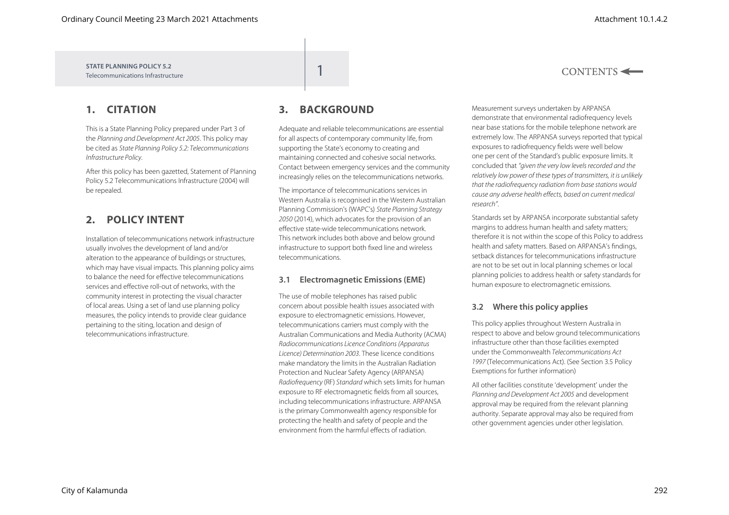## 1. CITATION

This is a State Planning Policy prepared under Part 3 of the *Planning and Development Act 2005*. This policy may be cited as *State Planning Policy 5.2: Telecommunications Infrastructure Policy*.

After this policy has been gazetted, Statement of Planning Policy 5.2 Telecommunications Infrastructure (2004) will be repealed.

## 2. POLICY INTENT

Installation of telecommunications network infrastructure usually involves the development of land and/or alteration to the appearance of buildings or structures, which may have visual impacts. This planning policy aims to balance the need for effective telecommunications services and effective roll-out of networks, with the community interest in protecting the visual character of local areas. Using a set of land use planning policy measures, the policy intends to provide clear guidance pertaining to the siting, location and design of telecommunications infrastructure.

## 3. BACKGROUND

Adequate and reliable telecommunications are essential for all aspects of contemporary community life, from supporting the State's economy to creating and maintaining connected and cohesive social networks. Contact between emergency services and the community increasingly relies on the telecommunications networks.

The importance of telecommunications services in Western Australia is recognised in the Western Australian Planning Commission's (WAPC's) *State Planning Strategy 2050* (2014), which advocates for the provision of an effective state-wide telecommunications network. This network includes both above and below ground infrastructure to support both fixed line and wireless telecommunications.

### 3.1 Electromagnetic Emissions (EME)

The use of mobile telephones has raised public concern about possible health issues associated with exposure to electromagnetic emissions. However, telecommunications carriers must comply with the Australian Communications and Media Authority (ACMA) *Radiocommunications Licence Conditions (Apparatus Licence) Determination 2003*. These licence conditions make mandatory the limits in the Australian Radiation Protection and Nuclear Safety Agency (ARPANSA) *Radiofrequency* (RF) *Standard* which sets limits for human exposure to RF electromagnetic fields from all sources, including telecommunications infrastructure. ARPANSA is the primary Commonwealth agency responsible for protecting the health and safety of people and the environment from the harmful effects of radiation.

Measurement surveys undertaken by ARPANSA demonstrate that environmental radiofrequency levels near base stations for the mobile telephone network are extremely low. The ARPANSA surveys reported that typical exposures to radiofrequency fields were well below one per cent of the Standard's public exposure limits. It concluded that *"given the very low levels recorded and the relatively low power of these types of transmitters, it is unlikely that the radiofrequency radiation from base stations would cause any adverse health effects, based on current medical research"*.

Standards set by ARPANSA incorporate substantial safety margins to address human health and safety matters; therefore it is not within the scope of this Policy to address health and safety matters. Based on ARPANSA's findings, setback distances for telecommunications infrastructure are not to be set out in local planning schemes or local planning policies to address health or safety standards for human exposure to electromagnetic emissions.

### 3.2 Where this policy applies

This policy applies throughout Western Australia in respect to above and below ground telecommunications infrastructure other than those facilities exempted under the Commonwealth *Telecommunications Act 1997* (Telecommunications Act). (See Section 3.5 Policy Exemptions for further information)

All other facilities constitute 'development' under the *Planning and Development Act 2005* and development approval may be required from the relevant planning authority. Separate approval may also be required from other government agencies under other legislation.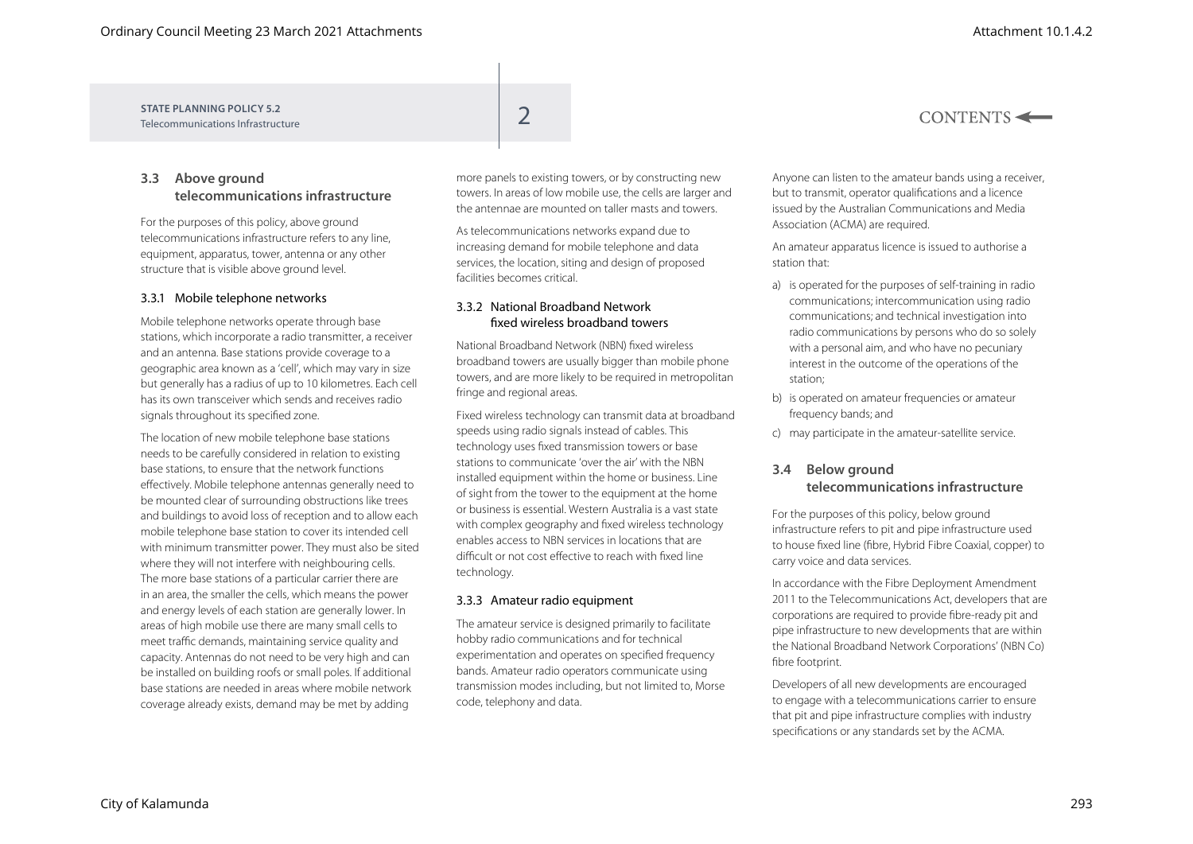## 3.3 Above ground telecommunications infrastructure

For the purposes of this policy, above ground telecommunications infrastructure refers to any line, equipment, apparatus, tower, antenna or any other structure that is visible above ground level.

### 3.3.1 Mobile telephone networks

Mobile telephone networks operate through base stations, which incorporate a radio transmitter, a receiver and an antenna. Base stations provide coverage to a geographic area known as a 'cell', which may vary in size but generally has a radius of up to 10 kilometres. Each cell has its own transceiver which sends and receives radio signals throughout its specified zone.

The location of new mobile telephone base stations needs to be carefully considered in relation to existing base stations, to ensure that the network functions effectively. Mobile telephone antennas generally need to be mounted clear of surrounding obstructions like trees and buildings to avoid loss of reception and to allow each mobile telephone base station to cover its intended cell with minimum transmitter power. They must also be sited where they will not interfere with neighbouring cells. The more base stations of a particular carrier there are in an area, the smaller the cells, which means the power and energy levels of each station are generally lower. In areas of high mobile use there are many small cells to meet traffic demands, maintaining service quality and capacity. Antennas do not need to be very high and can be installed on building roofs or small poles. If additional base stations are needed in areas where mobile network coverage already exists, demand may be met by adding more panels to existing towers, or by constructing new towers. In areas of low mobile use, the cells are larger and the antennae are mounted on taller masts and towers.

As telecommunications networks expand due to increasing demand for mobile telephone and data services, the location, siting and design of proposed facilities becomes critical.

### 3.3.2 National Broadband Network fixed wireless broadband towers

National Broadband Network (NBN) fixed wireless broadband towers are usually bigger than mobile phone towers, and are more likely to be required in metropolitan fringe and regional areas.

Fixed wireless technology can transmit data at broadband speeds using radio signals instead of cables. This technology uses fixed transmission towers or base stations to communicate 'over the air' with the NBN installed equipment within the home or business. Line of sight from the tower to the equipment at the home or business is essential. Western Australia is a vast state with complex geography and fixed wireless technology enables access to NBN services in locations that are difficult or not cost effective to reach with fixed line technology.

### 3.3.3 Amateur radio equipment

The amateur service is designed primarily to facilitate hobby radio communications and for technical experimentation and operates on specified frequency bands. Amateur radio operators communicate using transmission modes including, but not limited to, Morse code, telephony and data.

Anyone can listen to the amateur bands using a receiver, but to transmit, operator qualifications and a licence issued by the Australian Communications and Media Association (ACMA) are required.

An amateur apparatus licence is issued to authorise a station that:

a) is operated for the purposes of self-training in radio communications; intercommunication using radio communications; and technical investigation into radio communications by persons who do so solely with a personal aim, and who have no pecuniary interest in the outcome of the operations of the station;
b) is operated on amateur frequencies or amateur frequency bands; and
c) may participate in the amateur-satellite service.

## 3.4 Below ground telecommunications infrastructure

For the purposes of this policy, below ground infrastructure refers to pit and pipe infrastructure used to house fixed line (fibre, Hybrid Fibre Coaxial, copper) to carry voice and data services.

In accordance with the Fibre Deployment Amendment 2011 to the Telecommunications Act, developers that are corporations are required to provide fibre-ready pit and pipe infrastructure to new developments that are within the National Broadband Network Corporations' (NBN Co) fibre footprint.

Developers of all new developments are encouraged to engage with a telecommunications carrier to ensure that pit and pipe infrastructure complies with industry specifications or any standards set by the ACMA.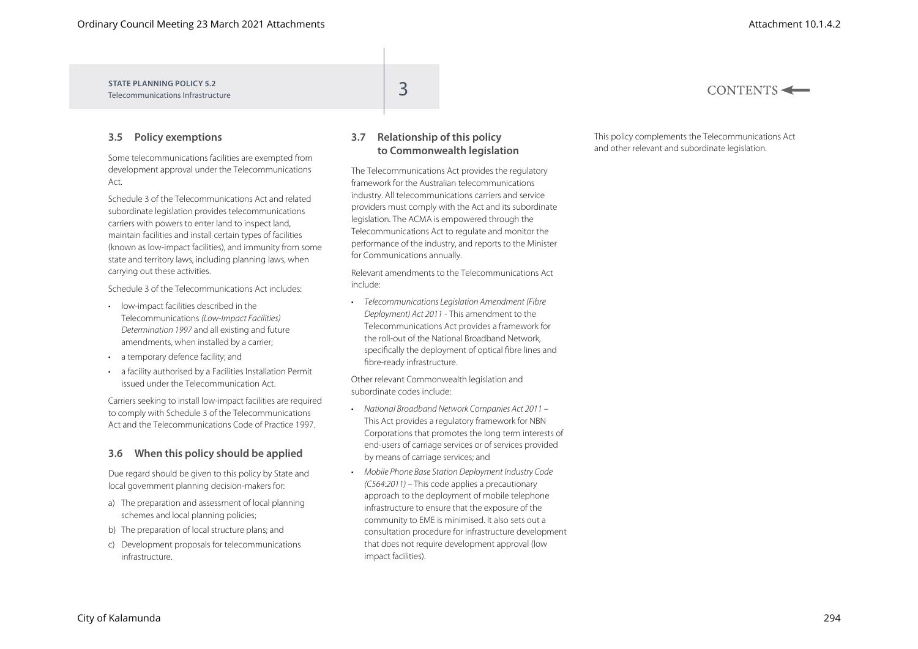### 3.5 Policy exemptions

Some telecommunications facilities are exempted from development approval under the Telecommunications Act.

Schedule 3 of the Telecommunications Act and related subordinate legislation provides telecommunications carriers with powers to enter land to inspect land, maintain facilities and install certain types of facilities (known as low-impact facilities), and immunity from some state and territory laws, including planning laws, when carrying out these activities.

Schedule 3 of the Telecommunications Act includes:

- low-impact facilities described in the Telecommunications *(Low-Impact Facilities) Determination 1997* and all existing and future amendments, when installed by a carrier;
- a temporary defence facility; and
- a facility authorised by a Facilities Installation Permit issued under the Telecommunication Act.

Carriers seeking to install low-impact facilities are required to comply with Schedule 3 of the Telecommunications Act and the Telecommunications Code of Practice 1997.

### 3.6 When this policy should be applied

Due regard should be given to this policy by State and local government planning decision-makers for:

a) The preparation and assessment of local planning schemes and local planning policies;
b) The preparation of local structure plans; and
c) Development proposals for telecommunications infrastructure.

### 3.7 Relationship of this policy to Commonwealth legislation

The Telecommunications Act provides the regulatory framework for the Australian telecommunications industry. All telecommunications carriers and service providers must comply with the Act and its subordinate legislation. The ACMA is empowered through the Telecommunications Act to regulate and monitor the performance of the industry, and reports to the Minister for Communications annually.

Relevant amendments to the Telecommunications Act include:

- *Telecommunications Legislation Amendment (Fibre Deployment) Act 2011* - This amendment to the Telecommunications Act provides a framework for the roll-out of the National Broadband Network, specifically the deployment of optical fibre lines and fibre-ready infrastructure.

Other relevant Commonwealth legislation and subordinate codes include:

- *National Broadband Network Companies Act 2011* – This Act provides a regulatory framework for NBN Corporations that promotes the long term interests of end-users of carriage services or of services provided by means of carriage services; and
- *Mobile Phone Base Station Deployment Industry Code (C564:2011)* – This code applies a precautionary approach to the deployment of mobile telephone infrastructure to ensure that the exposure of the community to EME is minimised. It also sets out a consultation procedure for infrastructure development that does not require development approval (low impact facilities).

This policy complements the Telecommunications Act and other relevant and subordinate legislation.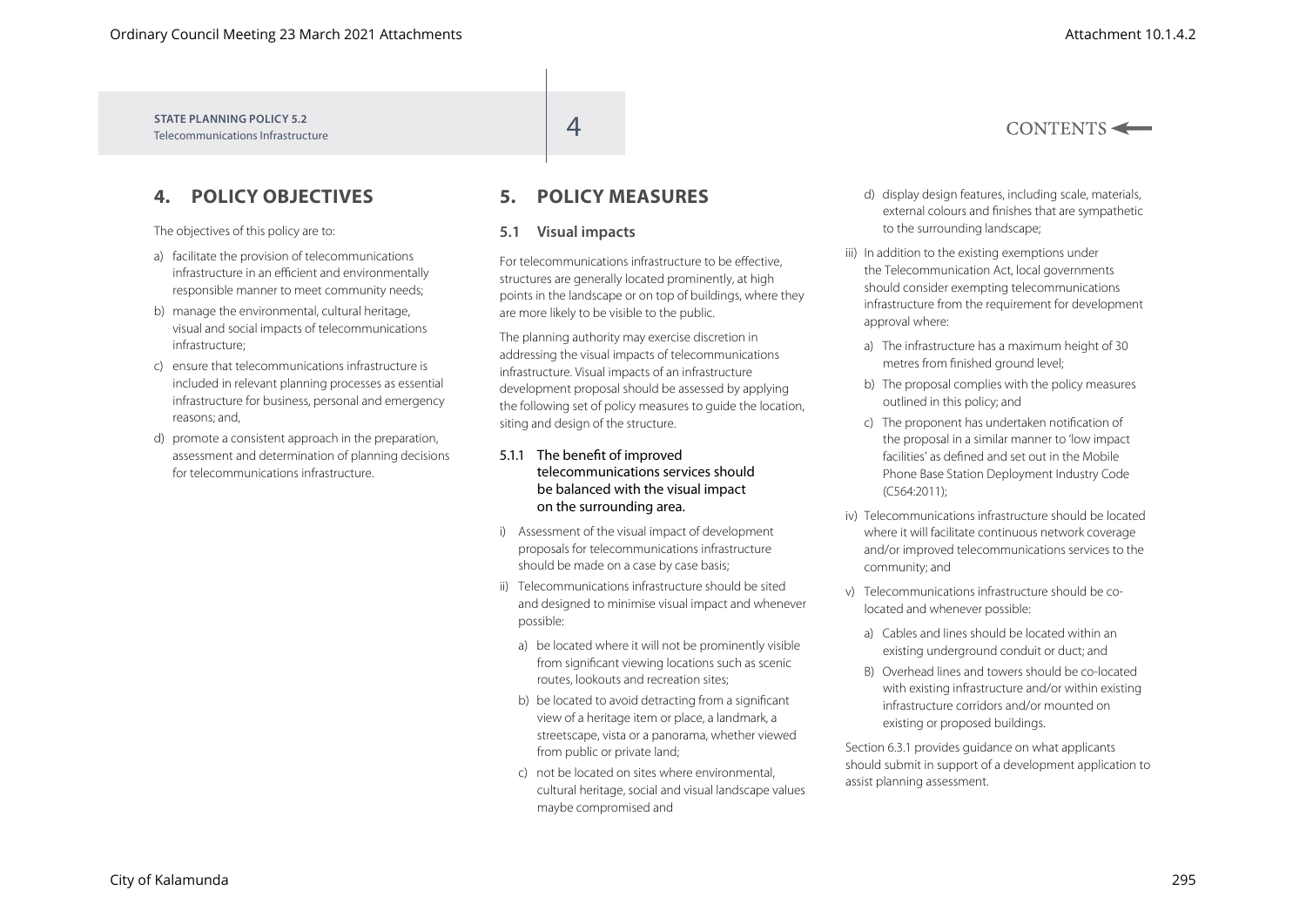## 4. POLICY OBJECTIVES

The objectives of this policy are to:

a) facilitate the provision of telecommunications infrastructure in an efficient and environmentally responsible manner to meet community needs;

b) manage the environmental, cultural heritage, visual and social impacts of telecommunications infrastructure;

c) ensure that telecommunications infrastructure is included in relevant planning processes as essential infrastructure for business, personal and emergency reasons; and,

d) promote a consistent approach in the preparation, assessment and determination of planning decisions for telecommunications infrastructure.

## 5. POLICY MEASURES

### 5.1 Visual impacts

For telecommunications infrastructure to be effective, structures are generally located prominently, at high points in the landscape or on top of buildings, where they are more likely to be visible to the public.

The planning authority may exercise discretion in addressing the visual impacts of telecommunications infrastructure. Visual impacts of an infrastructure development proposal should be assessed by applying the following set of policy measures to guide the location, siting and design of the structure.

#### 5.1.1 The benefit of improved telecommunications services should be balanced with the visual impact on the surrounding area.

i) Assessment of the visual impact of development proposals for telecommunications infrastructure should be made on a case by case basis;

ii) Telecommunications infrastructure should be sited and designed to minimise visual impact and whenever possible:

   a) be located where it will not be prominently visible from significant viewing locations such as scenic routes, lookouts and recreation sites;

   b) be located to avoid detracting from a significant view of a heritage item or place, a landmark, a streetscape, vista or a panorama, whether viewed from public or private land;

   c) not be located on sites where environmental, cultural heritage, social and visual landscape values maybe compromised and

   d) display design features, including scale, materials, external colours and finishes that are sympathetic to the surrounding landscape;

iii) In addition to the existing exemptions under the Telecommunication Act, local governments should consider exempting telecommunications infrastructure from the requirement for development approval where:

   a) The infrastructure has a maximum height of 30 metres from finished ground level;

   b) The proposal complies with the policy measures outlined in this policy; and

   c) The proponent has undertaken notification of the proposal in a similar manner to 'low impact facilities' as defined and set out in the Mobile Phone Base Station Deployment Industry Code (C564:2011);

iv) Telecommunications infrastructure should be located where it will facilitate continuous network coverage and/or improved telecommunications services to the community; and

v) Telecommunications infrastructure should be co-located and whenever possible:

   a) Cables and lines should be located within an existing underground conduit or duct; and

   B) Overhead lines and towers should be co-located with existing infrastructure and/or within existing infrastructure corridors and/or mounted on existing or proposed buildings.

Section 6.3.1 provides guidance on what applicants should submit in support of a development application to assist planning assessment.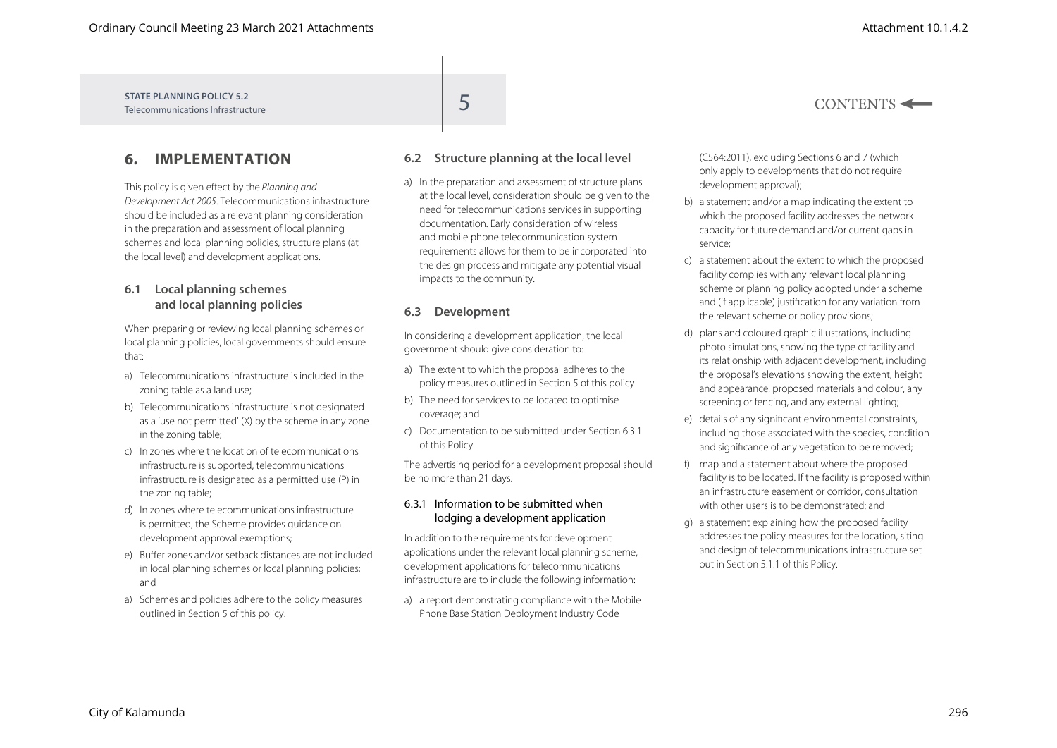# 6. IMPLEMENTATION

This policy is given effect by the *Planning and Development Act 2005*. Telecommunications infrastructure should be included as a relevant planning consideration in the preparation and assessment of local planning schemes and local planning policies, structure plans (at the local level) and development applications.

## 6.1 Local planning schemes and local planning policies

When preparing or reviewing local planning schemes or local planning policies, local governments should ensure that:

a) Telecommunications infrastructure is included in the zoning table as a land use;

b) Telecommunications infrastructure is not designated as a 'use not permitted' (X) by the scheme in any zone in the zoning table;

c) In zones where the location of telecommunications infrastructure is supported, telecommunications infrastructure is designated as a permitted use (P) in the zoning table;

d) In zones where telecommunications infrastructure is permitted, the Scheme provides guidance on development approval exemptions;

e) Buffer zones and/or setback distances are not included in local planning schemes or local planning policies; and

a) Schemes and policies adhere to the policy measures outlined in Section 5 of this policy.

## 6.2 Structure planning at the local level

a) In the preparation and assessment of structure plans at the local level, consideration should be given to the need for telecommunications services in supporting documentation. Early consideration of wireless and mobile phone telecommunication system requirements allows for them to be incorporated into the design process and mitigate any potential visual impacts to the community.

## 6.3 Development

In considering a development application, the local government should give consideration to:

a) The extent to which the proposal adheres to the policy measures outlined in Section 5 of this policy

b) The need for services to be located to optimise coverage; and

c) Documentation to be submitted under Section 6.3.1 of this Policy.

The advertising period for a development proposal should be no more than 21 days.

### 6.3.1 Information to be submitted when lodging a development application

In addition to the requirements for development applications under the relevant local planning scheme, development applications for telecommunications infrastructure are to include the following information:

a) a report demonstrating compliance with the Mobile Phone Base Station Deployment Industry Code (C564:2011), excluding Sections 6 and 7 (which only apply to developments that do not require development approval);

b) a statement and/or a map indicating the extent to which the proposed facility addresses the network capacity for future demand and/or current gaps in service;

c) a statement about the extent to which the proposed facility complies with any relevant local planning scheme or planning policy adopted under a scheme and (if applicable) justification for any variation from the relevant scheme or policy provisions;

d) plans and coloured graphic illustrations, including photo simulations, showing the type of facility and its relationship with adjacent development, including the proposal's elevations showing the extent, height and appearance, proposed materials and colour, any screening or fencing, and any external lighting;

e) details of any significant environmental constraints, including those associated with the species, condition and significance of any vegetation to be removed;

f) map and a statement about where the proposed facility is to be located. If the facility is proposed within an infrastructure easement or corridor, consultation with other users is to be demonstrated; and

g) a statement explaining how the proposed facility addresses the policy measures for the location, siting and design of telecommunications infrastructure set out in Section 5.1.1 of this Policy.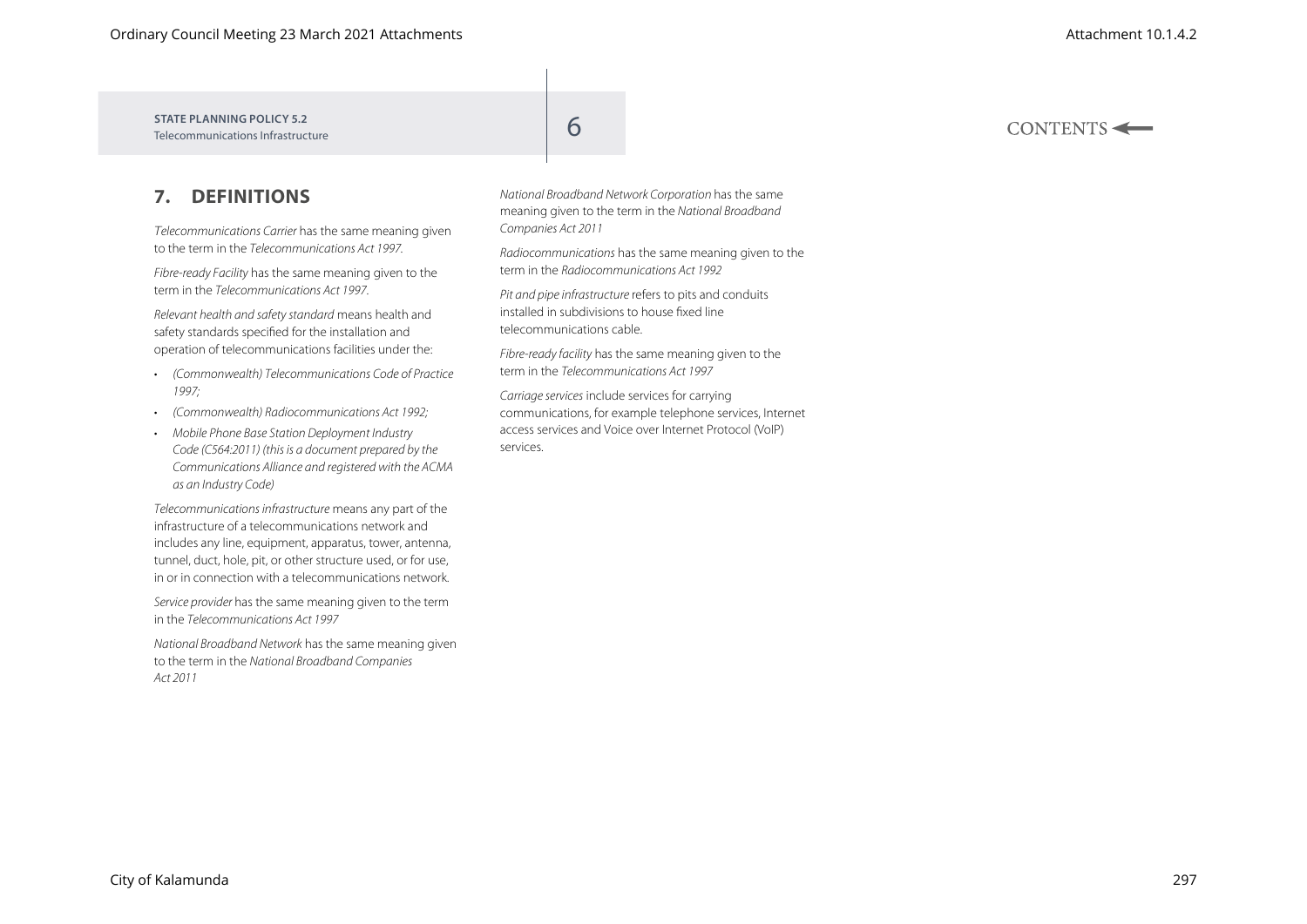## 7. DEFINITIONS

*Telecommunications Carrier* has the same meaning given to the term in the *Telecommunications Act 1997*.

*Fibre-ready Facility* has the same meaning given to the term in the *Telecommunications Act 1997*.

*Relevant health and safety standard* means health and safety standards specified for the installation and operation of telecommunications facilities under the:

- *(Commonwealth) Telecommunications Code of Practice 1997;*
- *(Commonwealth) Radiocommunications Act 1992;*
- *Mobile Phone Base Station Deployment Industry Code (C564:2011) (this is a document prepared by the Communications Alliance and registered with the ACMA as an Industry Code)*

*Telecommunications infrastructure* means any part of the infrastructure of a telecommunications network and includes any line, equipment, apparatus, tower, antenna, tunnel, duct, hole, pit, or other structure used, or for use, in or in connection with a telecommunications network.

*Service provider* has the same meaning given to the term in the *Telecommunications Act 1997*

*National Broadband Network* has the same meaning given to the term in the *National Broadband Companies Act 2011*

*National Broadband Network Corporation* has the same meaning given to the term in the *National Broadband Companies Act 2011*

*Radiocommunications* has the same meaning given to the term in the *Radiocommunications Act 1992*

*Pit and pipe infrastructure* refers to pits and conduits installed in subdivisions to house fixed line telecommunications cable.

*Fibre-ready facility* has the same meaning given to the term in the *Telecommunications Act 1997*

*Carriage services* include services for carrying communications, for example telephone services, Internet access services and Voice over Internet Protocol (VoIP) services.